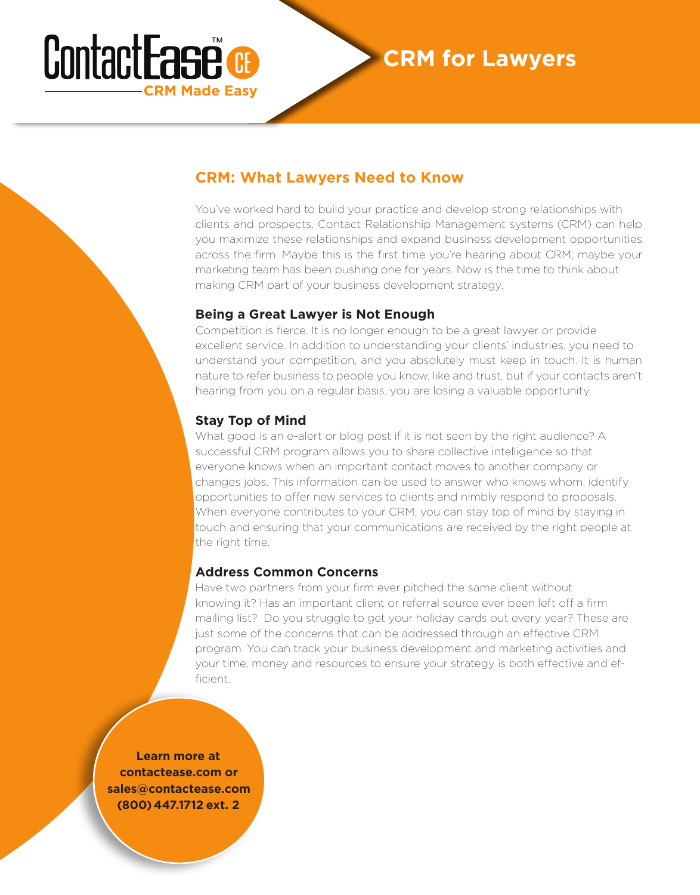ContactEase™ CE

CRM Made Easy

# CRM for Lawyers

## CRM: What Lawyers Need to Know

You've worked hard to build your practice and develop strong relationships with clients and prospects. Contact Relationship Management systems (CRM) can help you maximize these relationships and expand business development opportunities across the firm. Maybe this is the first time you're hearing about CRM, maybe your marketing team has been pushing one for years. Now is the time to think about making CRM part of your business development strategy.

### Being a Great Lawyer is Not Enough

Competition is fierce. It is no longer enough to be a great lawyer or provide excellent service. In addition to understanding your clients' industries, you need to understand your competition, and you absolutely must keep in touch. It is human nature to refer business to people you know, like and trust, but if your contacts aren't hearing from you on a regular basis, you are losing a valuable opportunity.

### Stay Top of Mind

What good is an e-alert or blog post if it is not seen by the right audience? A successful CRM program allows you to share collective intelligence so that everyone knows when an important contact moves to another company or changes jobs. This information can be used to answer who knows whom, identify opportunities to offer new services to clients and nimbly respond to proposals. When everyone contributes to your CRM, you can stay top of mind by staying in touch and ensuring that your communications are received by the right people at the right time.

### Address Common Concerns

Have two partners from your firm ever pitched the same client without knowing it? Has an important client or referral source ever been left off a firm mailing list? Do you struggle to get your holiday cards out every year? These are just some of the concerns that can be addressed through an effective CRM program. You can track your business development and marketing activities and your time, money and resources to ensure your strategy is both effective and efficient.

**Learn more at contactease.com or sales@contactease.com (800) 447.1712 ext. 2**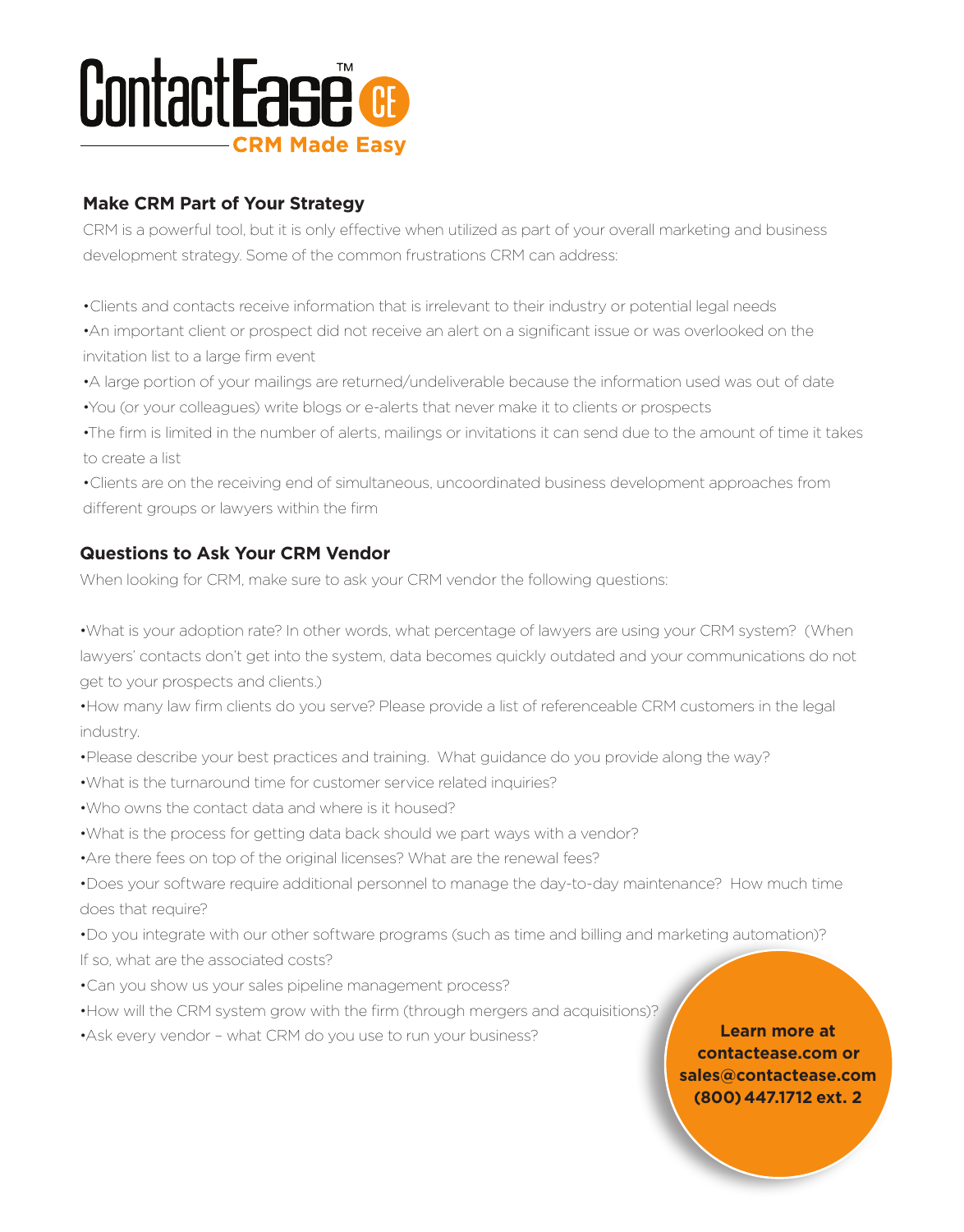ContactEase™ CE

CRM Made Easy

## Make CRM Part of Your Strategy

CRM is a powerful tool, but it is only effective when utilized as part of your overall marketing and business development strategy. Some of the common frustrations CRM can address:

- Clients and contacts receive information that is irrelevant to their industry or potential legal needs
- An important client or prospect did not receive an alert on a significant issue or was overlooked on the invitation list to a large firm event
- A large portion of your mailings are returned/undeliverable because the information used was out of date
- You (or your colleagues) write blogs or e-alerts that never make it to clients or prospects
- The firm is limited in the number of alerts, mailings or invitations it can send due to the amount of time it takes to create a list
- Clients are on the receiving end of simultaneous, uncoordinated business development approaches from different groups or lawyers within the firm

## Questions to Ask Your CRM Vendor

When looking for CRM, make sure to ask your CRM vendor the following questions:

- What is your adoption rate? In other words, what percentage of lawyers are using your CRM system? (When lawyers' contacts don't get into the system, data becomes quickly outdated and your communications do not get to your prospects and clients.)
- How many law firm clients do you serve? Please provide a list of referenceable CRM customers in the legal industry.
- Please describe your best practices and training. What guidance do you provide along the way?
- What is the turnaround time for customer service related inquiries?
- Who owns the contact data and where is it housed?
- What is the process for getting data back should we part ways with a vendor?
- Are there fees on top of the original licenses? What are the renewal fees?
- Does your software require additional personnel to manage the day-to-day maintenance? How much time does that require?
- Do you integrate with our other software programs (such as time and billing and marketing automation)? If so, what are the associated costs?
- Can you show us your sales pipeline management process?
- How will the CRM system grow with the firm (through mergers and acquisitions)?
- Ask every vendor – what CRM do you use to run your business?

**Learn more at contactease.com or sales@contactease.com (800) 447.1712 ext. 2**